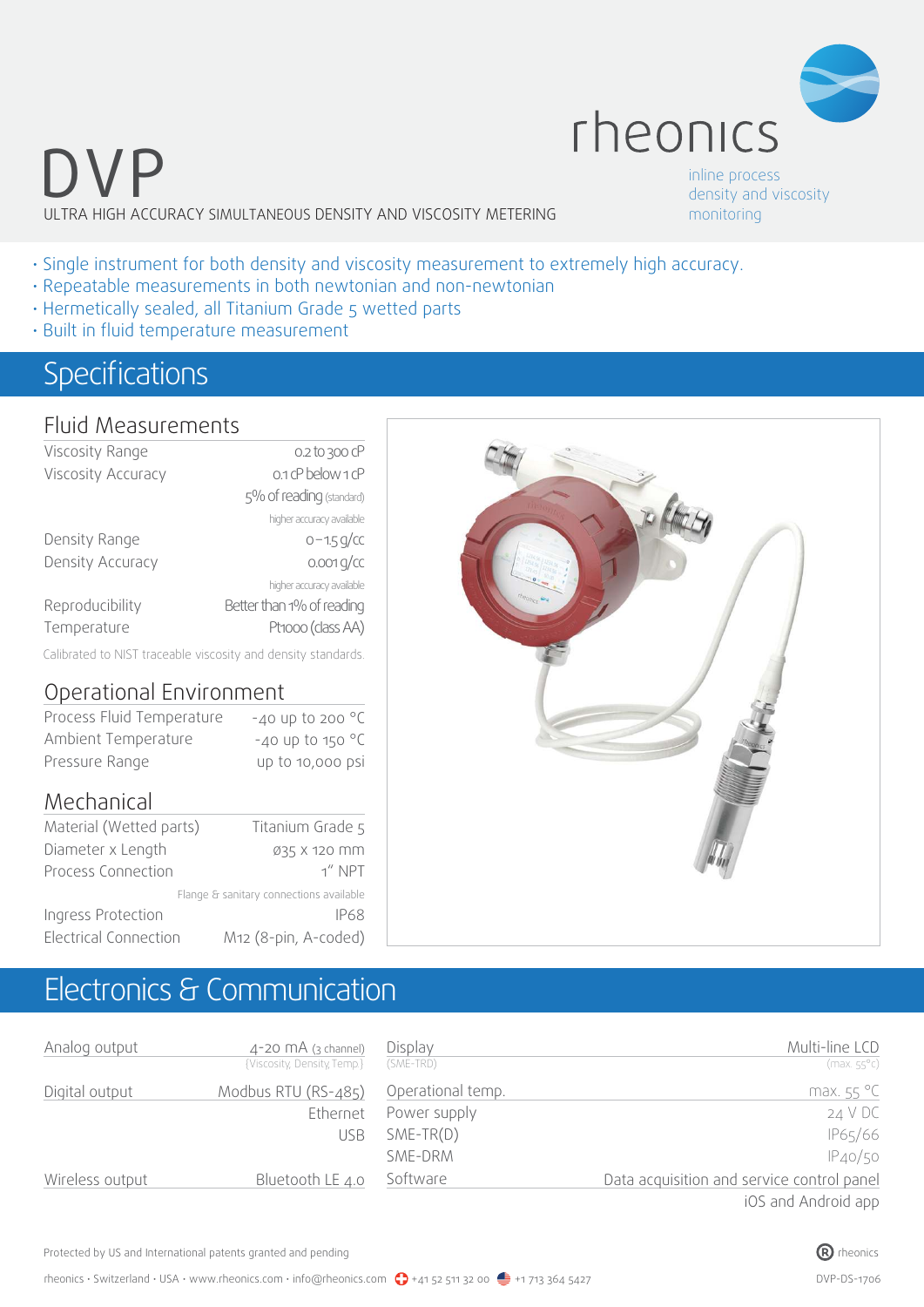# DVP

ULTRA HIGH ACCURACY SIMULTANEOUS DENSITY AND VISCOSITY METERING

rheonics

inline process density and viscosity monitoring

- Single instrument for both density and viscosity measurement to extremely high accuracy.
- Repeatable measurements in both newtonian and non-newtonian
- Hermetically sealed, all Titanium Grade 5 wetted parts
- Built in fluid temperature measurement

## Specifications

### Fluid Measurements

| | |
|---|---|
| Viscosity Range | 0.2 to 300 cP |
| Viscosity Accuracy | 0.1 cP below 1 cP |
| | 5% of reading (standard) |
| | higher accuracy available |
| Density Range | 0 – 1.5 g/cc |
| Density Accuracy | 0.001 g/cc |
| | higher accuracy available |
| Reproducibility | Better than 1% of reading |
| Temperature | Pt1000 (class AA) |

Calibrated to NIST traceable viscosity and density standards.

### Operational Environment

| | |
|---|---|
| Process Fluid Temperature | -40 up to 200 °C |
| Ambient Temperature | -40 up to 150 °C |
| Pressure Range | up to 10,000 psi |

### Mechanical

| | |
|---|---|
| Material (Wetted parts) | Titanium Grade 5 |
| Diameter x Length | ø35 x 120 mm |
| Process Connection | 1" NPT |
| | Flange & sanitary connections available |
| Ingress Protection | IP68 |
| Electrical Connection | M12 (8-pin, A-coded) |

## Electronics & Communication

| | |
|---|---|
| Analog output | 4-20 mA (3 channel) (Viscosity, Density, Temp.) |
| Digital output | Modbus RTU (RS-485) |
| | Ethernet |
| | USB |
| Wireless output | Bluetooth LE 4.0 |

| | |
|---|---|
| Display (SME-TRD) | Multi-line LCD (max. 55°C) |
| Operational temp. | max. 55 °C |
| Power supply | 24 V DC |
| SME-TR(D) | IP65/66 |
| SME-DRM | IP40/50 |
| Software | Data acquisition and service control panel |
| | iOS and Android app |

Protected by US and International patents granted and pending

rheonics · Switzerland · USA · www.rheonics.com · info@rheonics.com · +41 52 511 32 00 · +1 713 364 5427

DVP-DS-1706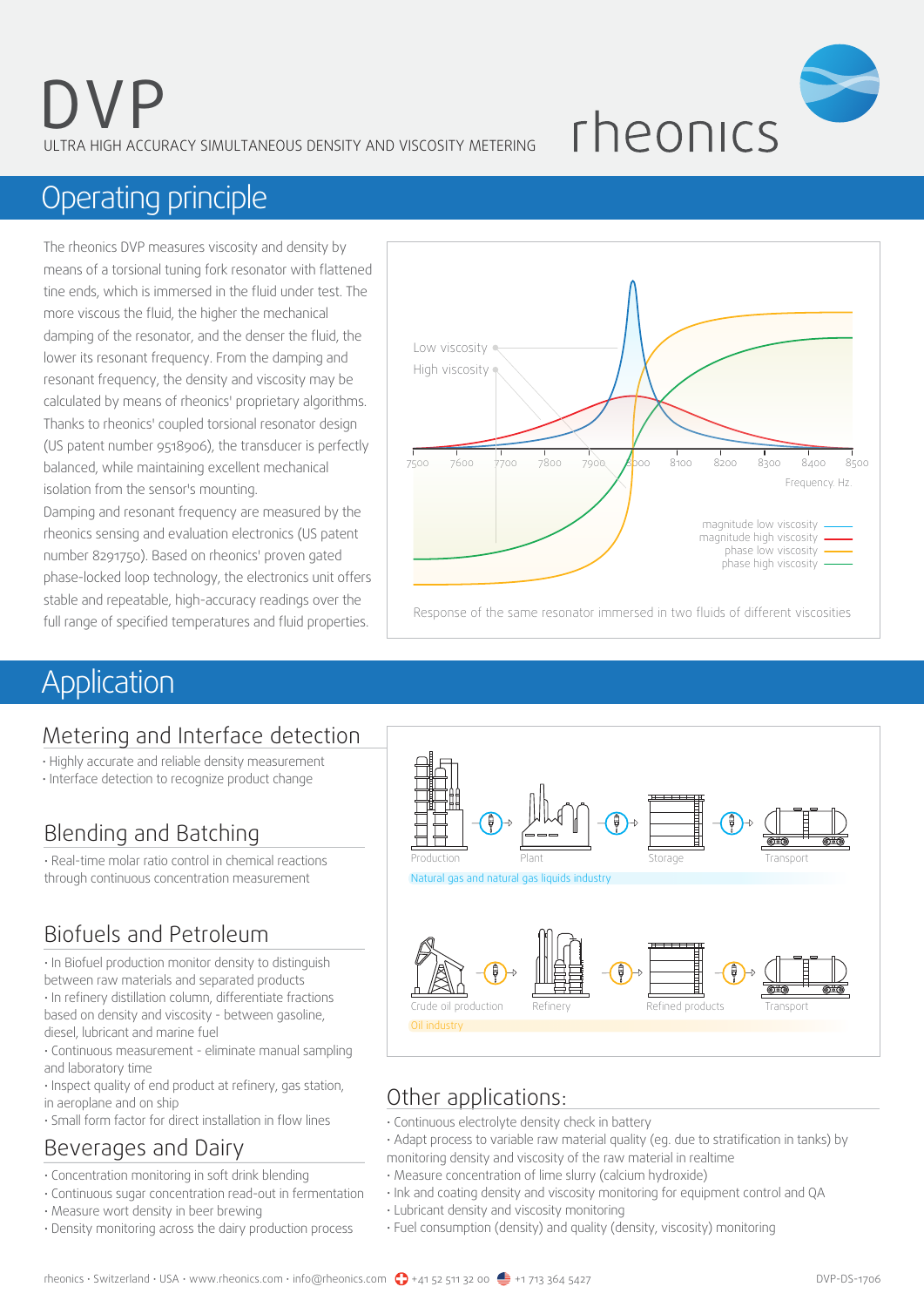# DVP

ULTRA HIGH ACCURACY SIMULTANEOUS DENSITY AND VISCOSITY METERING

rheonics

## Operating principle

The rheonics DVP measures viscosity and density by means of a torsional tuning fork resonator with flattened tine ends, which is immersed in the fluid under test. The more viscous the fluid, the higher the mechanical damping of the resonator, and the denser the fluid, the lower its resonant frequency. From the damping and resonant frequency, the density and viscosity may be calculated by means of rheonics' proprietary algorithms. Thanks to rheonics' coupled torsional resonator design (US patent number 9518906), the transducer is perfectly balanced, while maintaining excellent mechanical isolation from the sensor's mounting.

Damping and resonant frequency are measured by the rheonics sensing and evaluation electronics (US patent number 8291750). Based on rheonics' proven gated phase-locked loop technology, the electronics unit offers stable and repeatable, high-accuracy readings over the full range of specified temperatures and fluid properties.

Low viscosity

High viscosity

7500 7600 7700 7800 7900 8000 8100 8200 8300 8400 8500

Frequency. Hz.

magnitude low viscosity
magnitude high viscosity
phase low viscosity
phase high viscosity

Response of the same resonator immersed in two fluids of different viscosities

## Application

### Metering and Interface detection

- Highly accurate and reliable density measurement
- Interface detection to recognize product change

### Blending and Batching

- Real-time molar ratio control in chemical reactions through continuous concentration measurement

### Biofuels and Petroleum

- In Biofuel production monitor density to distinguish between raw materials and separated products
- In refinery distillation column, differentiate fractions based on density and viscosity - between gasoline, diesel, lubricant and marine fuel
- Continuous measurement - eliminate manual sampling and laboratory time
- Inspect quality of end product at refinery, gas station, in aeroplane and on ship
- Small form factor for direct installation in flow lines

### Beverages and Dairy

- Concentration monitoring in soft drink blending
- Continuous sugar concentration read-out in fermentation
- Measure wort density in beer brewing
- Density monitoring across the dairy production process

Production → Plant → Storage → Transport

Natural gas and natural gas liquids industry

Crude oil production → Refinery → Refined products → Transport

Oil industry

### Other applications:

- Continuous electrolyte density check in battery
- Adapt process to variable raw material quality (eg. due to stratification in tanks) by monitoring density and viscosity of the raw material in realtime
- Measure concentration of lime slurry (calcium hydroxide)
- Ink and coating density and viscosity monitoring for equipment control and QA
- Lubricant density and viscosity monitoring
- Fuel consumption (density) and quality (density, viscosity) monitoring

rheonics · Switzerland · USA · www.rheonics.com · info@rheonics.com +41 52 511 32 00 +1 713 364 5427 DVP-DS-1706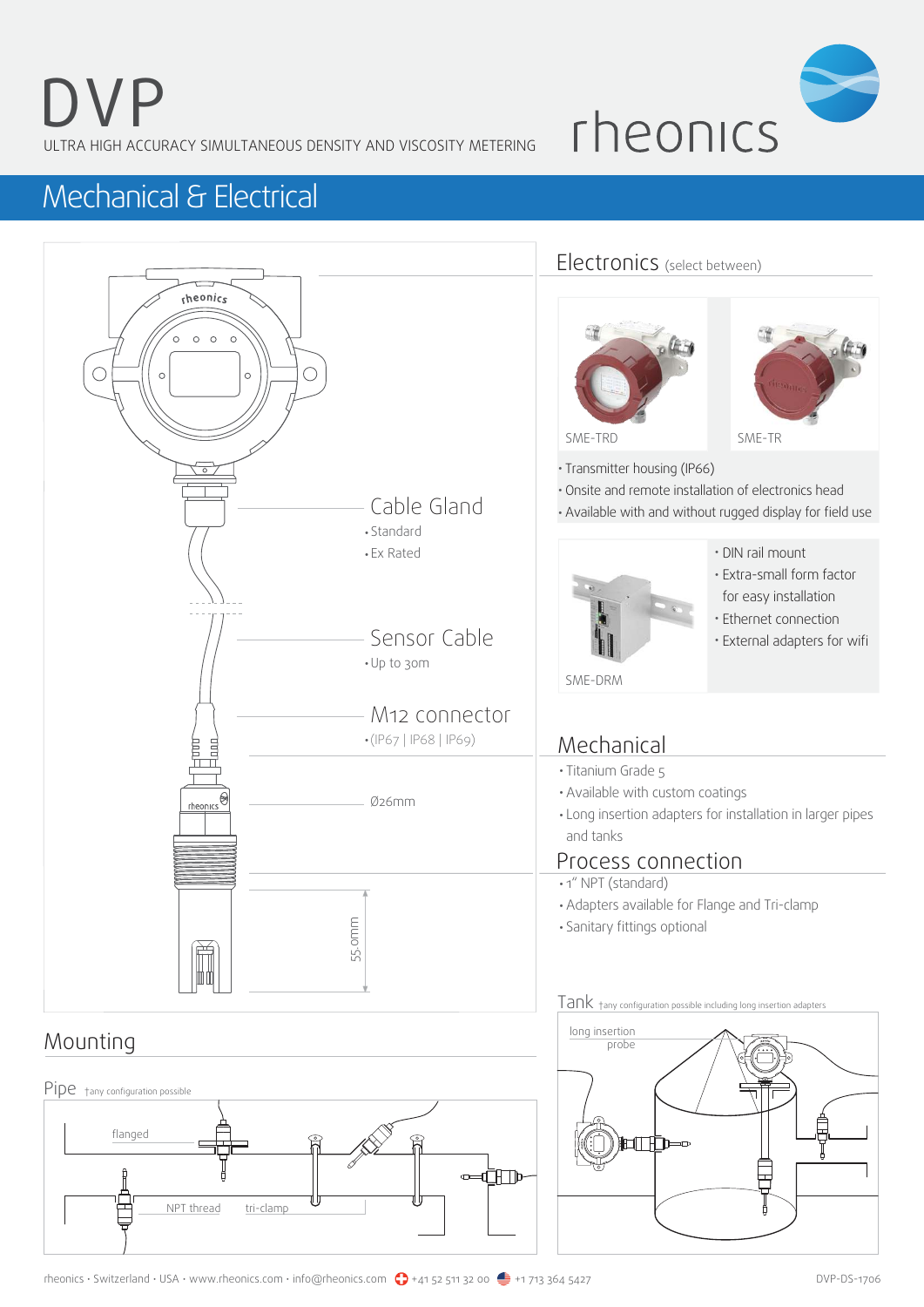# DVP

ULTRA HIGH ACCURACY SIMULTANEOUS DENSITY AND VISCOSITY METERING

rheonics

## Mechanical & Electrical

Cable Gland
- Standard
- Ex Rated

Sensor Cable
- Up to 30m

M12 connector
- (IP67 | IP68 | IP69)

Ø26mm

55.0mm

### Electronics (select between)

SME-TRD

SME-TR

- Transmitter housing (IP66)
- Onsite and remote installation of electronics head
- Available with and without rugged display for field use

SME-DRM

- DIN rail mount
- Extra-small form factor for easy installation
- Ethernet connection
- External adapters for wifi

### Mechanical

- Titanium Grade 5
- Available with custom coatings
- Long insertion adapters for installation in larger pipes and tanks

### Process connection

- 1" NPT (standard)
- Adapters available for Flange and Tri-clamp
- Sanitary fittings optional

### Mounting

Pipe †any configuration possible

flanged

NPT thread

tri-clamp

Tank †any configuration possible including long insertion adapters

long insertion probe

rheonics · Switzerland · USA · www.rheonics.com · info@rheonics.com +41 52 511 32 00 +1 713 364 5427 DVP-DS-1706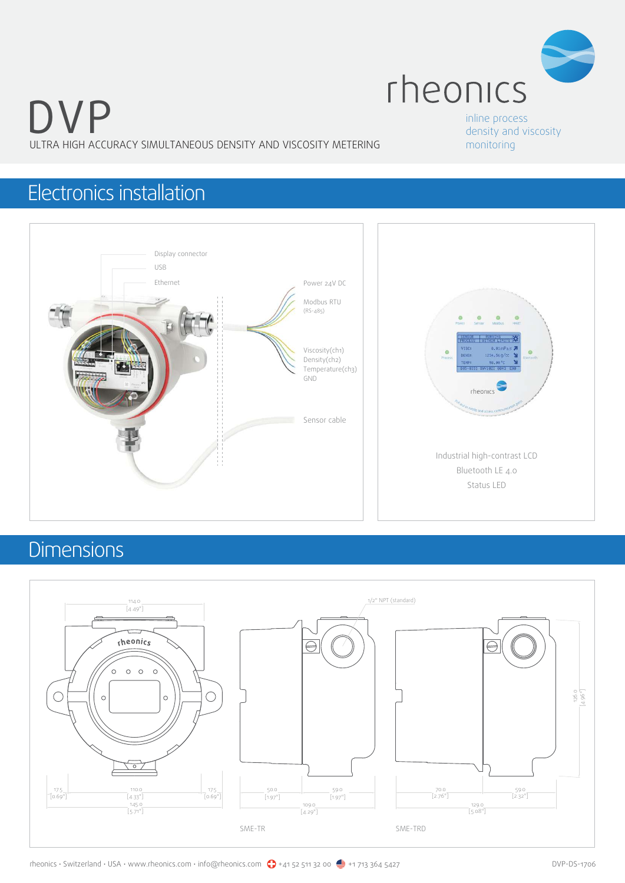# DVP

ULTRA HIGH ACCURACY SIMULTANEOUS DENSITY AND VISCOSITY METERING

rheonics

inline process density and viscosity monitoring

## Electronics installation

Display connector

USB

Ethernet

Power 24V DC

Modbus RTU (RS-485)

Viscosity(ch1)
Density(ch2)
Temperature(ch3)
GND

Sensor cable

Industrial high-contrast LCD

Bluetooth LE 4.0

Status LED

## Dimensions

114.0 [4.49"]

17.5 [0.69"] 110.0 [4.33"] 17.5 [0.69"]

145.0 [5.71"]

1/2" NPT (standard)

50.0 [1.97"] 50.0 [1.97"]

109.0 [4.29"]

SME-TR

70.0 [2.76"] 59.0 [2.32"]

129.0 [5.08"]

126.0 [4.96"]

SME-TRD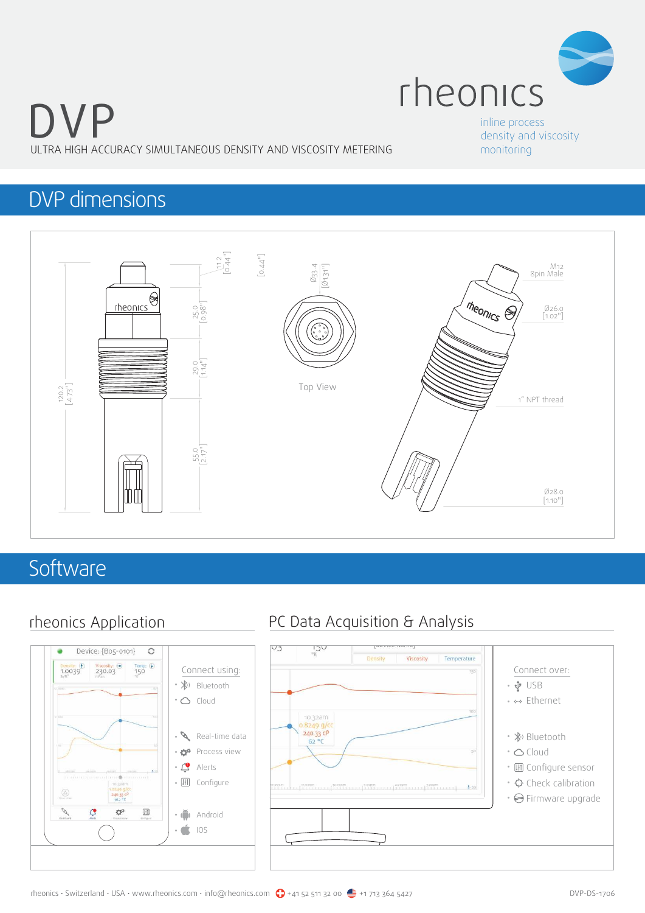# DVP

ULTRA HIGH ACCURACY SIMULTANEOUS DENSITY AND VISCOSITY METERING

rheonics

inline process density and viscosity monitoring

## DVP dimensions

120.2 [4.73"]

11.2 [0.44"]

[0.44"]

25.0 [0.98"]

29.0 [1.14"]

55.0 [2.17"]

Ø33.4 [Ø1.31"]

Top View

M12 8pin Male

Ø26.0 [1.02"]

1" NPT thread

Ø28.0 [1.10"]

## Software

### rheonics Application

Connect using:

- Bluetooth
- Cloud

- Real-time data
- Process view
- Alerts
- Configure

- Android
- IOS

### PC Data Acquisition & Analysis

Connect over:

- USB
- Ethernet

- Bluetooth
- Cloud
- Configure sensor
- Check calibration
- Firmware upgrade

rheonics · Switzerland · USA · www.rheonics.com · info@rheonics.com +41 52 511 32 00 +1 713 364 5427

DVP-DS-1706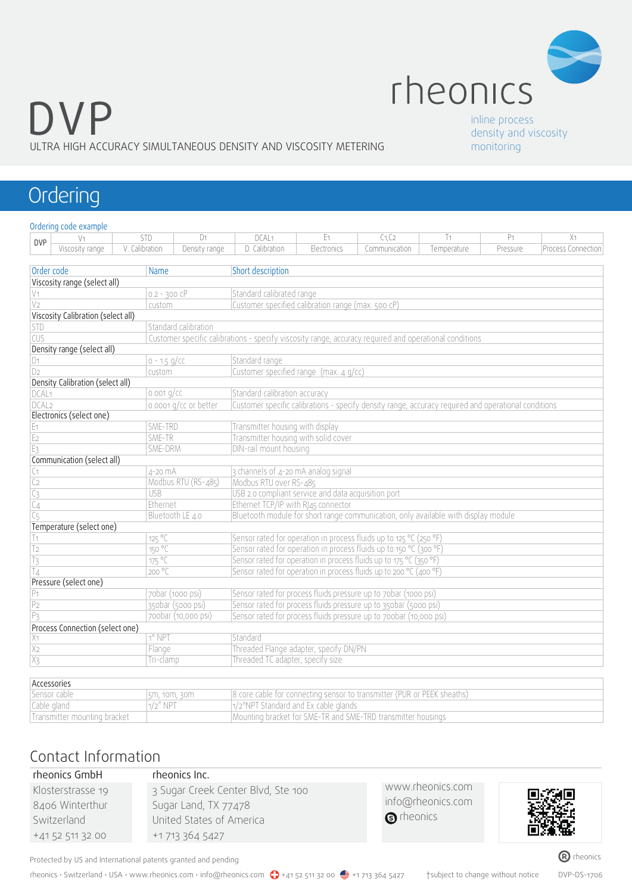rheonics

inline process density and viscosity monitoring

# DVP

ULTRA HIGH ACCURACY SIMULTANEOUS DENSITY AND VISCOSITY METERING

## Ordering

Ordering code example

| DVP | V1 | STD | D1 | DCAL1 | E1 | C1,C2 | T1 | P1 | X1 |
|---|---|---|---|---|---|---|---|---|---|
| | Viscosity range | V. Calibration | Density range | D. Calibration | Electronics | Communication | Temperature | Pressure | Process Connection |

| Order code | Name | Short description |
|---|---|---|
| **Viscosity range (select all)** | | |
| V1 | 0.2 - 300 cP | Standard calibrated range |
| V2 | custom | Customer specified calibration range (max. 500 cP) |
| **Viscosity Calibration (select all)** | | |
| STD | Standard calibration | |
| CUS | Customer specific calibrations - specify viscosity range, accuracy required and operational conditions | |
| **Density range (select all)** | | |
| D1 | 0 - 1.5 g/cc | Standard range |
| D2 | custom | Customer specified range (max. 4 g/cc) |
| **Density Calibration (select all)** | | |
| DCAL1 | 0.001 g/cc | Standard calibration accuracy |
| DCAL2 | 0.0001 g/cc or better | Customer specific calibrations - specify density range, accuracy required and operational conditions |
| **Electronics (select one)** | | |
| E1 | SME-TRD | Transmitter housing with display |
| E2 | SME-TR | Transmitter housing with solid cover |
| E3 | SME-DRM | DIN-rail mount housing |
| **Communication (select all)** | | |
| C1 | 4-20 mA | 3 channels of 4-20 mA analog signal |
| C2 | Modbus RTU (RS-485) | Modbus RTU over RS-485 |
| C3 | USB | USB 2.0 compliant service and data acquisition port |
| C4 | Ethernet | Ethernet TCP/IP with RJ45 connector |
| C5 | Bluetooth LE 4.0 | Bluetooth module for short range communication, only available with display module |
| **Temperature (select one)** | | |
| T1 | 125 °C | Sensor rated for operation in process fluids up to 125 °C (250 °F) |
| T2 | 150 °C | Sensor rated for operation in process fluids up to 150 °C (300 °F) |
| T3 | 175 °C | Sensor rated for operation in process fluids up to 175 °C (350 °F) |
| T4 | 200 °C | Sensor rated for operation in process fluids up to 200 °C (400 °F) |
| **Pressure (select one)** | | |
| P1 | 70bar (1000 psi) | Sensor rated for process fluids pressure up to 70bar (1000 psi) |
| P2 | 350bar (5000 psi) | Sensor rated for process fluids pressure up to 350bar (5000 psi) |
| P3 | 700bar (10,000 psi) | Sensor rated for process fluids pressure up to 700bar (10,000 psi) |
| **Process Connection (select one)** | | |
| X1 | 1" NPT | Standard |
| X2 | Flange | Threaded Flange adapter, specify DN/PN |
| X3 | Tri-clamp | Threaded TC adapter, specify size |

| Accessories | | |
|---|---|---|
| Sensor cable | 5m, 10m, 30m | 8 core cable for connecting sensor to transmitter (PUR or PEEK sheaths) |
| Cable gland | 1/2" NPT | 1/2"NPT Standard and Ex cable glands |
| Transmitter mounting bracket | | Mounting bracket for SME-TR and SME-TRD transmitter housings |

## Contact Information

**rheonics GmbH**
Klosterstrasse 19
8406 Winterthur
Switzerland
+41 52 511 32 00

**rheonics Inc.**
3 Sugar Creek Center Blvd, Ste 100
Sugar Land, TX 77478
United States of America
+1 713 364 5427

www.rheonics.com
info@rheonics.com
rheonics

Protected by US and International patents granted and pending

rheonics · Switzerland · USA · www.rheonics.com · info@rheonics.com +41 52 511 32 00 +1 713 364 5427

†subject to change without notice

DVP-DS-1706